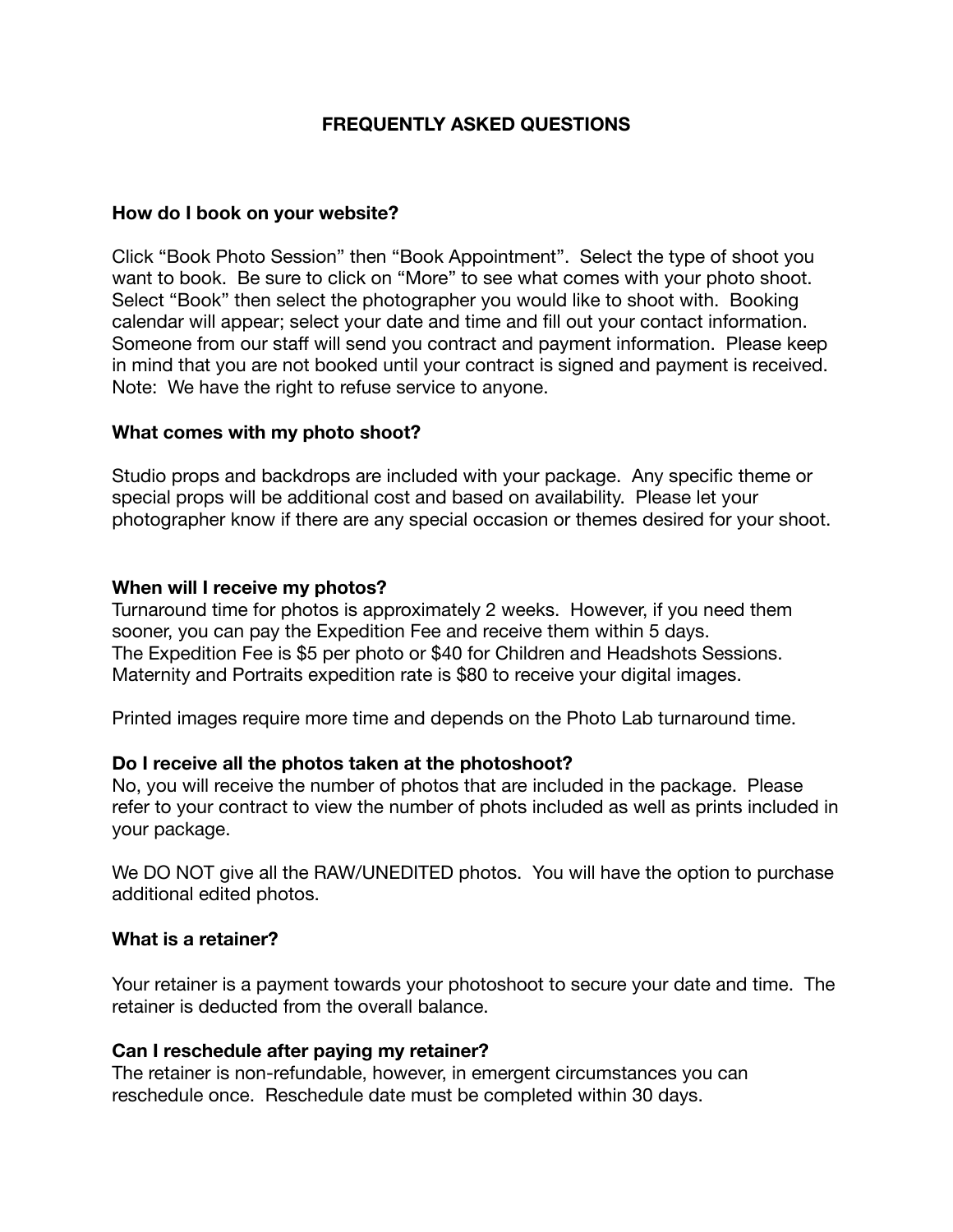# FREQUENTLY ASKED QUESTIONS

### How do I book on your website?

Click “Book Photo Session” then “Book Appointment”. Select the type of shoot you want to book. Be sure to click on “More” to see what comes with your photo shoot. Select “Book” then select the photographer you would like to shoot with. Booking calendar will appear; select your date and time and fill out your contact information. Someone from our staff will send you contract and payment information. Please keep in mind that you are not booked until your contract is signed and payment is received. Note: We have the right to refuse service to anyone.

### What comes with my photo shoot?

Studio props and backdrops are included with your package. Any specific theme or special props will be additional cost and based on availability. Please let your photographer know if there are any special occasion or themes desired for your shoot.

### When will I receive my photos?

Turnaround time for photos is approximately 2 weeks. However, if you need them sooner, you can pay the Expedition Fee and receive them within 5 days.
The Expedition Fee is $5 per photo or $40 for Children and Headshots Sessions.
Maternity and Portraits expedition rate is $80 to receive your digital images.

Printed images require more time and depends on the Photo Lab turnaround time.

### Do I receive all the photos taken at the photoshoot?

No, you will receive the number of photos that are included in the package. Please refer to your contract to view the number of phots included as well as prints included in your package.

We DO NOT give all the RAW/UNEDITED photos. You will have the option to purchase additional edited photos.

### What is a retainer?

Your retainer is a payment towards your photoshoot to secure your date and time. The retainer is deducted from the overall balance.

### Can I reschedule after paying my retainer?

The retainer is non-refundable, however, in emergent circumstances you can reschedule once. Reschedule date must be completed within 30 days.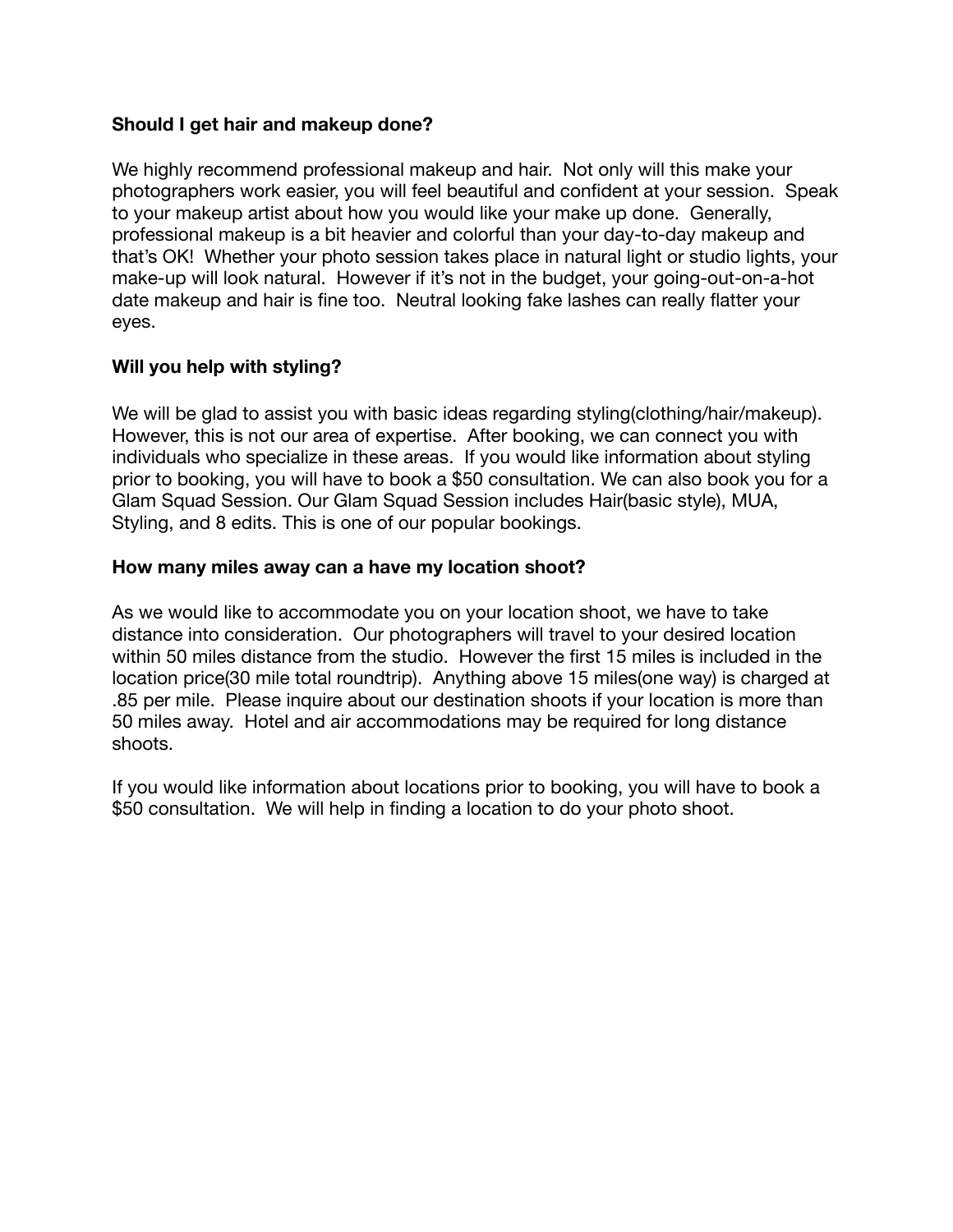**Should I get hair and makeup done?**

We highly recommend professional makeup and hair. Not only will this make your photographers work easier, you will feel beautiful and confident at your session. Speak to your makeup artist about how you would like your make up done. Generally, professional makeup is a bit heavier and colorful than your day-to-day makeup and that's OK! Whether your photo session takes place in natural light or studio lights, your make-up will look natural. However if it's not in the budget, your going-out-on-a-hot date makeup and hair is fine too. Neutral looking fake lashes can really flatter your eyes.

**Will you help with styling?**

We will be glad to assist you with basic ideas regarding styling(clothing/hair/makeup). However, this is not our area of expertise. After booking, we can connect you with individuals who specialize in these areas. If you would like information about styling prior to booking, you will have to book a $50 consultation. We can also book you for a Glam Squad Session. Our Glam Squad Session includes Hair(basic style), MUA, Styling, and 8 edits. This is one of our popular bookings.

**How many miles away can a have my location shoot?**

As we would like to accommodate you on your location shoot, we have to take distance into consideration. Our photographers will travel to your desired location within 50 miles distance from the studio. However the first 15 miles is included in the location price(30 mile total roundtrip). Anything above 15 miles(one way) is charged at .85 per mile. Please inquire about our destination shoots if your location is more than 50 miles away. Hotel and air accommodations may be required for long distance shoots.

If you would like information about locations prior to booking, you will have to book a $50 consultation. We will help in finding a location to do your photo shoot.